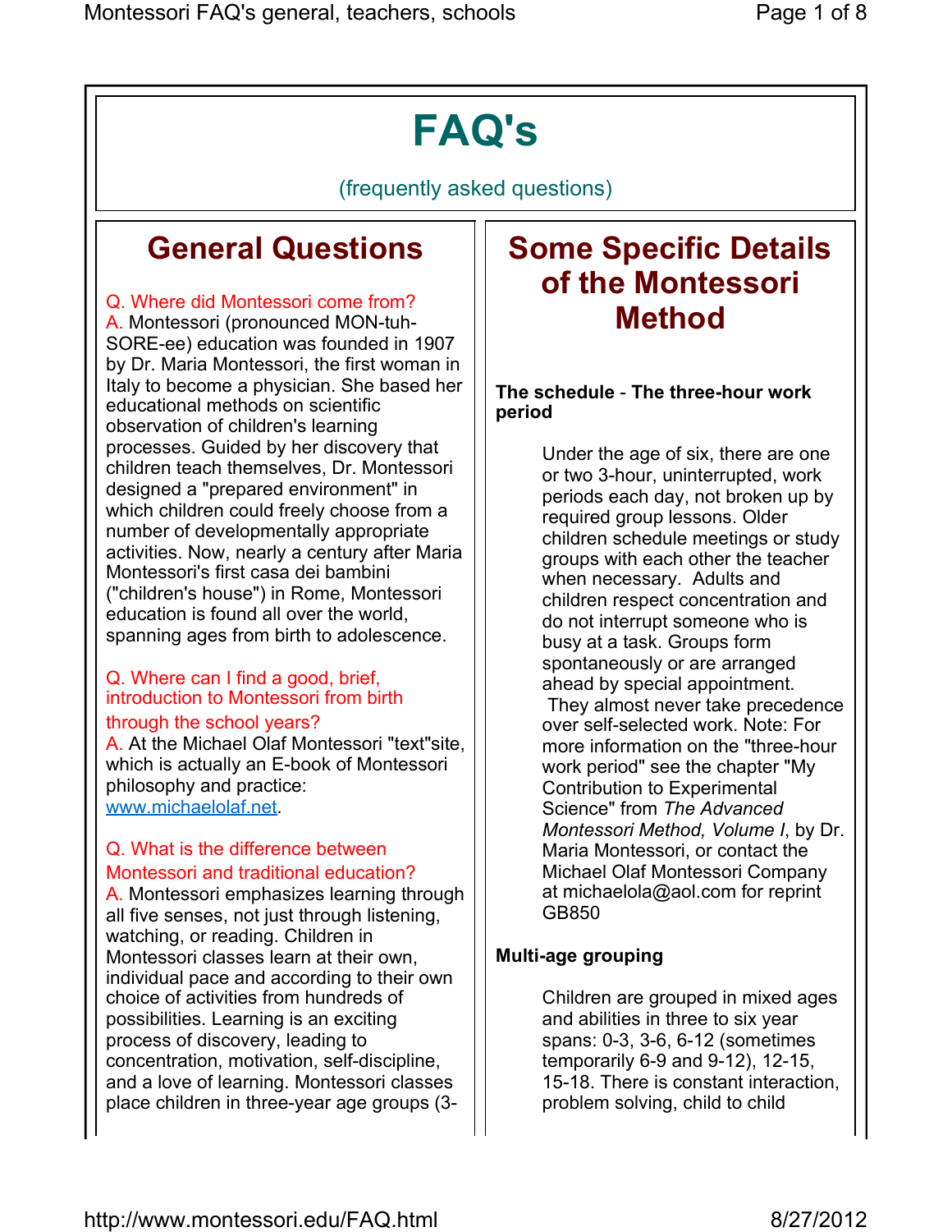# FAQ's

(frequently asked questions)

## General Questions

Q. Where did Montessori come from?

A. Montessori (pronounced MON-tuh-SORE-ee) education was founded in 1907 by Dr. Maria Montessori, the first woman in Italy to become a physician. She based her educational methods on scientific observation of children's learning processes. Guided by her discovery that children teach themselves, Dr. Montessori designed a "prepared environment" in which children could freely choose from a number of developmentally appropriate activities. Now, nearly a century after Maria Montessori's first casa dei bambini ("children's house") in Rome, Montessori education is found all over the world, spanning ages from birth to adolescence.

Q. Where can I find a good, brief, introduction to Montessori from birth through the school years?

A. At the Michael Olaf Montessori "text"site, which is actually an E-book of Montessori philosophy and practice: [www.michaelolaf.net](http://www.michaelolaf.net).

Q. What is the difference between Montessori and traditional education?

A. Montessori emphasizes learning through all five senses, not just through listening, watching, or reading. Children in Montessori classes learn at their own, individual pace and according to their own choice of activities from hundreds of possibilities. Learning is an exciting process of discovery, leading to concentration, motivation, self-discipline, and a love of learning. Montessori classes place children in three-year age groups (3-

## Some Specific Details of the Montessori Method

**The schedule - The three-hour work period**

Under the age of six, there are one or two 3-hour, uninterrupted, work periods each day, not broken up by required group lessons. Older children schedule meetings or study groups with each other the teacher when necessary. Adults and children respect concentration and do not interrupt someone who is busy at a task. Groups form spontaneously or are arranged ahead by special appointment. They almost never take precedence over self-selected work. Note: For more information on the "three-hour work period" see the chapter "My Contribution to Experimental Science" from *The Advanced Montessori Method, Volume I*, by Dr. Maria Montessori, or contact the Michael Olaf Montessori Company at michaelola@aol.com for reprint GB850

**Multi-age grouping**

Children are grouped in mixed ages and abilities in three to six year spans: 0-3, 3-6, 6-12 (sometimes temporarily 6-9 and 9-12), 12-15, 15-18. There is constant interaction, problem solving, child to child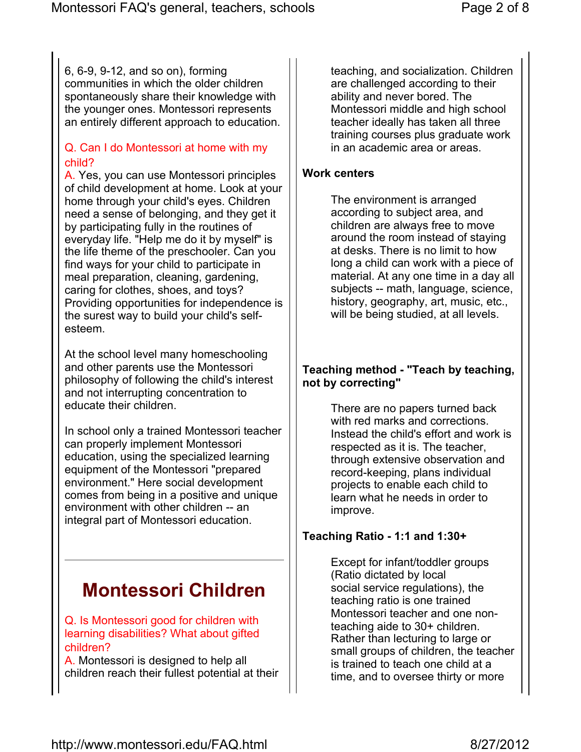6, 6-9, 9-12, and so on), forming communities in which the older children spontaneously share their knowledge with the younger ones. Montessori represents an entirely different approach to education.

Q. Can I do Montessori at home with my child?
A. Yes, you can use Montessori principles of child development at home. Look at your home through your child's eyes. Children need a sense of belonging, and they get it by participating fully in the routines of everyday life. "Help me do it by myself" is the life theme of the preschooler. Can you find ways for your child to participate in meal preparation, cleaning, gardening, caring for clothes, shoes, and toys? Providing opportunities for independence is the surest way to build your child's self-esteem.

At the school level many homeschooling and other parents use the Montessori philosophy of following the child's interest and not interrupting concentration to educate their children.

In school only a trained Montessori teacher can properly implement Montessori education, using the specialized learning equipment of the Montessori "prepared environment." Here social development comes from being in a positive and unique environment with other children -- an integral part of Montessori education.

---

## Montessori Children

Q. Is Montessori good for children with learning disabilities? What about gifted children?
A. Montessori is designed to help all children reach their fullest potential at their

teaching, and socialization. Children are challenged according to their ability and never bored. The Montessori middle and high school teacher ideally has taken all three training courses plus graduate work in an academic area or areas.

**Work centers**

The environment is arranged according to subject area, and children are always free to move around the room instead of staying at desks. There is no limit to how long a child can work with a piece of material. At any one time in a day all subjects -- math, language, science, history, geography, art, music, etc., will be being studied, at all levels.

**Teaching method - "Teach by teaching, not by correcting"**

There are no papers turned back with red marks and corrections. Instead the child's effort and work is respected as it is. The teacher, through extensive observation and record-keeping, plans individual projects to enable each child to learn what he needs in order to improve.

**Teaching Ratio - 1:1 and 1:30+**

Except for infant/toddler groups (Ratio dictated by local social service regulations), the teaching ratio is one trained Montessori teacher and one non-teaching aide to 30+ children. Rather than lecturing to large or small groups of children, the teacher is trained to teach one child at a time, and to oversee thirty or more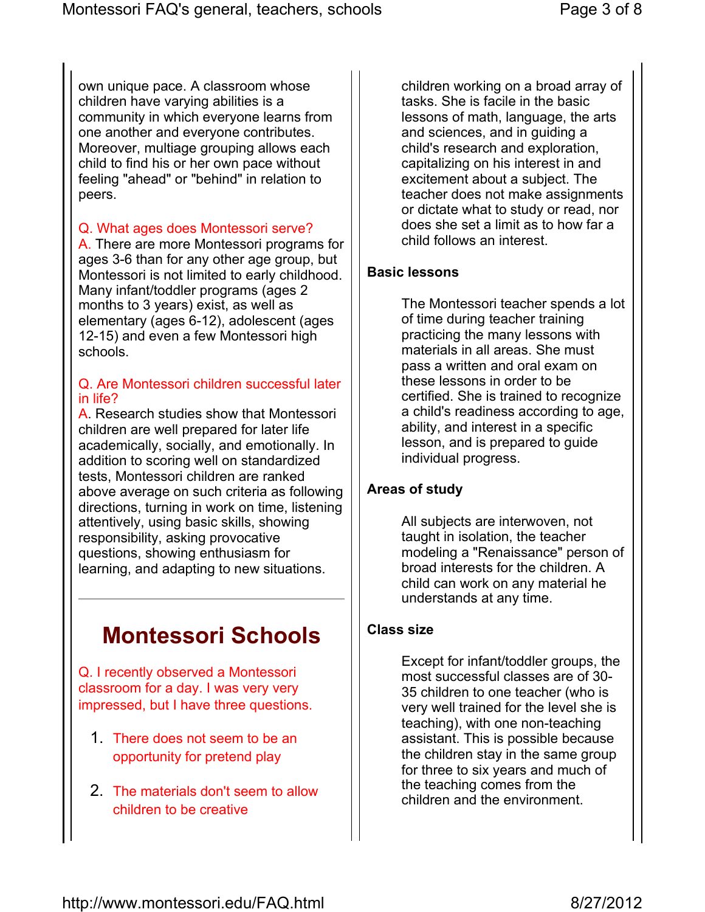own unique pace. A classroom whose children have varying abilities is a community in which everyone learns from one another and everyone contributes. Moreover, multiage grouping allows each child to find his or her own pace without feeling "ahead" or "behind" in relation to peers.

Q. What ages does Montessori serve?
A. There are more Montessori programs for ages 3-6 than for any other age group, but Montessori is not limited to early childhood. Many infant/toddler programs (ages 2 months to 3 years) exist, as well as elementary (ages 6-12), adolescent (ages 12-15) and even a few Montessori high schools.

Q. Are Montessori children successful later in life?
A. Research studies show that Montessori children are well prepared for later life academically, socially, and emotionally. In addition to scoring well on standardized tests, Montessori children are ranked above average on such criteria as following directions, turning in work on time, listening attentively, using basic skills, showing responsibility, asking provocative questions, showing enthusiasm for learning, and adapting to new situations.

---

# Montessori Schools

Q. I recently observed a Montessori classroom for a day. I was very very impressed, but I have three questions.

1. There does not seem to be an opportunity for pretend play
2. The materials don't seem to allow children to be creative

children working on a broad array of tasks. She is facile in the basic lessons of math, language, the arts and sciences, and in guiding a child's research and exploration, capitalizing on his interest in and excitement about a subject. The teacher does not make assignments or dictate what to study or read, nor does she set a limit as to how far a child follows an interest.

**Basic lessons**

The Montessori teacher spends a lot of time during teacher training practicing the many lessons with materials in all areas. She must pass a written and oral exam on these lessons in order to be certified. She is trained to recognize a child's readiness according to age, ability, and interest in a specific lesson, and is prepared to guide individual progress.

**Areas of study**

All subjects are interwoven, not taught in isolation, the teacher modeling a "Renaissance" person of broad interests for the children. A child can work on any material he understands at any time.

**Class size**

Except for infant/toddler groups, the most successful classes are of 30-35 children to one teacher (who is very well trained for the level she is teaching), with one non-teaching assistant. This is possible because the children stay in the same group for three to six years and much of the teaching comes from the children and the environment.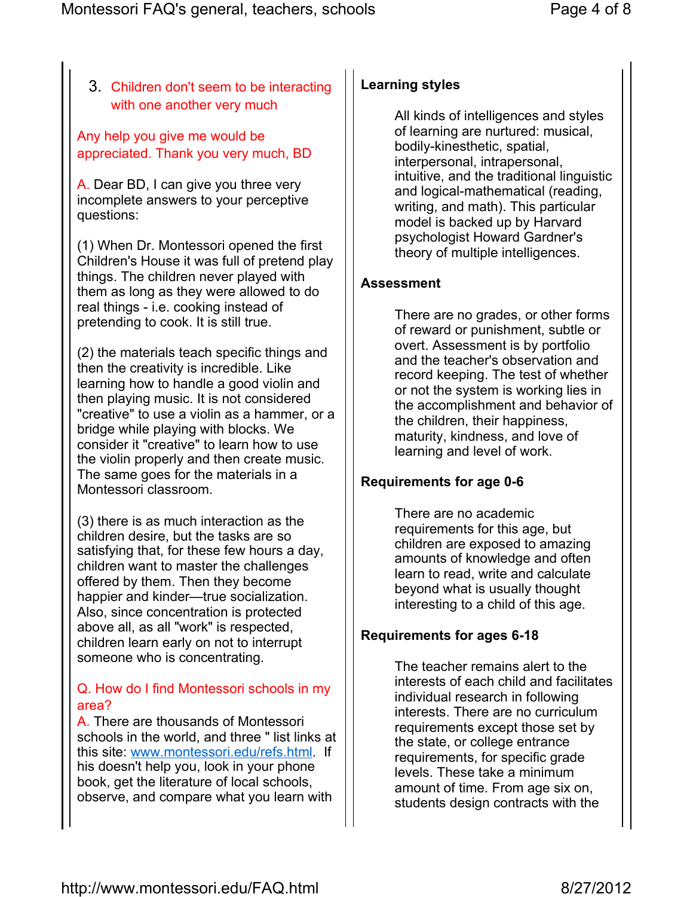3. Children don't seem to be interacting with one another very much

Any help you give me would be appreciated. Thank you very much, BD

A. Dear BD, I can give you three very incomplete answers to your perceptive questions:

(1) When Dr. Montessori opened the first Children's House it was full of pretend play things. The children never played with them as long as they were allowed to do real things - i.e. cooking instead of pretending to cook. It is still true.

(2) the materials teach specific things and then the creativity is incredible. Like learning how to handle a good violin and then playing music. It is not considered "creative" to use a violin as a hammer, or a bridge while playing with blocks. We consider it "creative" to learn how to use the violin properly and then create music. The same goes for the materials in a Montessori classroom.

(3) there is as much interaction as the children desire, but the tasks are so satisfying that, for these few hours a day, children want to master the challenges offered by them. Then they become happier and kinder—true socialization. Also, since concentration is protected above all, as all "work" is respected, children learn early on not to interrupt someone who is concentrating.

Q. How do I find Montessori schools in my area?

A. There are thousands of Montessori schools in the world, and three " list links at this site: [www.montessori.edu/refs.html](http://www.montessori.edu/refs.html). If his doesn't help you, look in your phone book, get the literature of local schools, observe, and compare what you learn with

**Learning styles**

All kinds of intelligences and styles of learning are nurtured: musical, bodily-kinesthetic, spatial, interpersonal, intrapersonal, intuitive, and the traditional linguistic and logical-mathematical (reading, writing, and math). This particular model is backed up by Harvard psychologist Howard Gardner's theory of multiple intelligences.

**Assessment**

There are no grades, or other forms of reward or punishment, subtle or overt. Assessment is by portfolio and the teacher's observation and record keeping. The test of whether or not the system is working lies in the accomplishment and behavior of the children, their happiness, maturity, kindness, and love of learning and level of work.

**Requirements for age 0-6**

There are no academic requirements for this age, but children are exposed to amazing amounts of knowledge and often learn to read, write and calculate beyond what is usually thought interesting to a child of this age.

**Requirements for ages 6-18**

The teacher remains alert to the interests of each child and facilitates individual research in following interests. There are no curriculum requirements except those set by the state, or college entrance requirements, for specific grade levels. These take a minimum amount of time. From age six on, students design contracts with the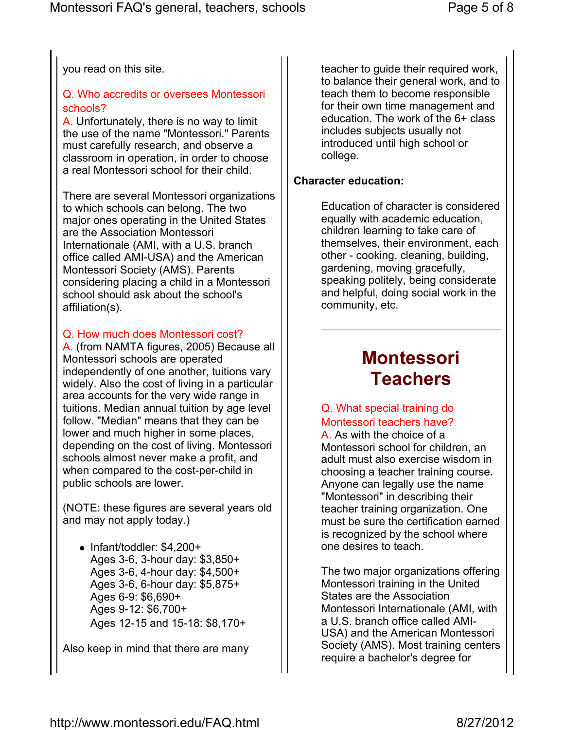you read on this site.

Q. Who accredits or oversees Montessori schools?

A. Unfortunately, there is no way to limit the use of the name "Montessori." Parents must carefully research, and observe a classroom in operation, in order to choose a real Montessori school for their child.

There are several Montessori organizations to which schools can belong. The two major ones operating in the United States are the Association Montessori Internationale (AMI, with a U.S. branch office called AMI-USA) and the American Montessori Society (AMS). Parents considering placing a child in a Montessori school should ask about the school's affiliation(s).

Q. How much does Montessori cost?

A. (from NAMTA figures, 2005) Because all Montessori schools are operated independently of one another, tuitions vary widely. Also the cost of living in a particular area accounts for the very wide range in tuitions. Median annual tuition by age level follow. "Median" means that they can be lower and much higher in some places, depending on the cost of living. Montessori schools almost never make a profit, and when compared to the cost-per-child in public schools are lower.

(NOTE: these figures are several years old and may not apply today.)

- Infant/toddler: $4,200+
  Ages 3-6, 3-hour day: $3,850+
  Ages 3-6, 4-hour day: $4,500+
  Ages 3-6, 6-hour day: $5,875+
  Ages 6-9: $6,690+
  Ages 9-12: $6,700+
  Ages 12-15 and 15-18: $8,170+

Also keep in mind that there are many

teacher to guide their required work, to balance their general work, and to teach them to become responsible for their own time management and education. The work of the 6+ class includes subjects usually not introduced until high school or college.

**Character education:**

Education of character is considered equally with academic education, children learning to take care of themselves, their environment, each other - cooking, cleaning, building, gardening, moving gracefully, speaking politely, being considerate and helpful, doing social work in the community, etc.

---

# Montessori Teachers

Q. What special training do Montessori teachers have?

A. As with the choice of a Montessori school for children, an adult must also exercise wisdom in choosing a teacher training course. Anyone can legally use the name "Montessori" in describing their teacher training organization. One must be sure the certification earned is recognized by the school where one desires to teach.

The two major organizations offering Montessori training in the United States are the Association Montessori Internationale (AMI, with a U.S. branch office called AMI-USA) and the American Montessori Society (AMS). Most training centers require a bachelor's degree for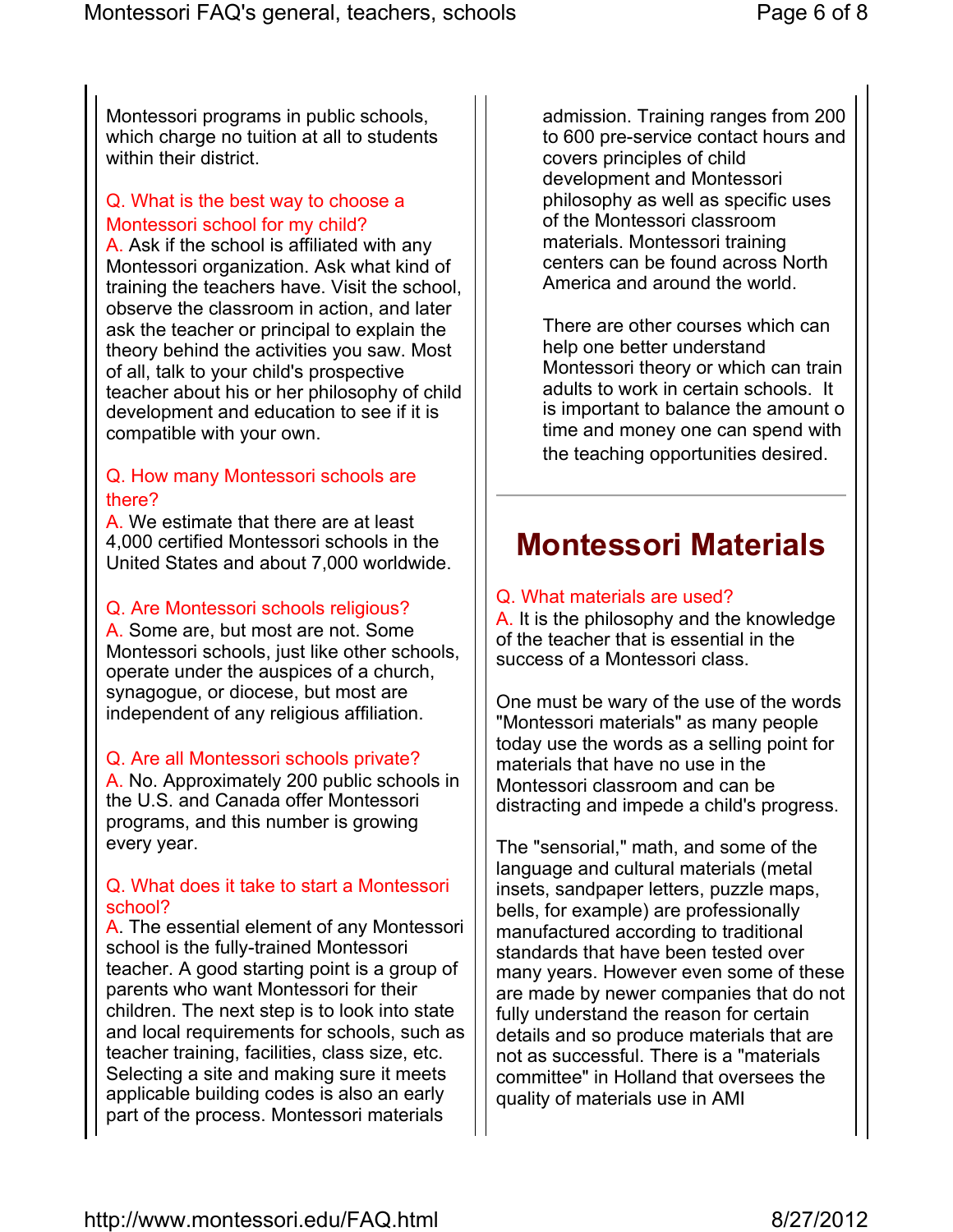Montessori programs in public schools, which charge no tuition at all to students within their district.

Q. What is the best way to choose a Montessori school for my child?
A. Ask if the school is affiliated with any Montessori organization. Ask what kind of training the teachers have. Visit the school, observe the classroom in action, and later ask the teacher or principal to explain the theory behind the activities you saw. Most of all, talk to your child's prospective teacher about his or her philosophy of child development and education to see if it is compatible with your own.

Q. How many Montessori schools are there?
A. We estimate that there are at least 4,000 certified Montessori schools in the United States and about 7,000 worldwide.

Q. Are Montessori schools religious?
A. Some are, but most are not. Some Montessori schools, just like other schools, operate under the auspices of a church, synagogue, or diocese, but most are independent of any religious affiliation.

Q. Are all Montessori schools private?
A. No. Approximately 200 public schools in the U.S. and Canada offer Montessori programs, and this number is growing every year.

Q. What does it take to start a Montessori school?
A. The essential element of any Montessori school is the fully-trained Montessori teacher. A good starting point is a group of parents who want Montessori for their children. The next step is to look into state and local requirements for schools, such as teacher training, facilities, class size, etc. Selecting a site and making sure it meets applicable building codes is also an early part of the process. Montessori materials

admission. Training ranges from 200 to 600 pre-service contact hours and covers principles of child development and Montessori philosophy as well as specific uses of the Montessori classroom materials. Montessori training centers can be found across North America and around the world.

There are other courses which can help one better understand Montessori theory or which can train adults to work in certain schools. It is important to balance the amount o time and money one can spend with the teaching opportunities desired.

---

# Montessori Materials

Q. What materials are used?
A. It is the philosophy and the knowledge of the teacher that is essential in the success of a Montessori class.

One must be wary of the use of the words "Montessori materials" as many people today use the words as a selling point for materials that have no use in the Montessori classroom and can be distracting and impede a child's progress.

The "sensorial," math, and some of the language and cultural materials (metal insets, sandpaper letters, puzzle maps, bells, for example) are professionally manufactured according to traditional standards that have been tested over many years. However even some of these are made by newer companies that do not fully understand the reason for certain details and so produce materials that are not as successful. There is a "materials committee" in Holland that oversees the quality of materials use in AMI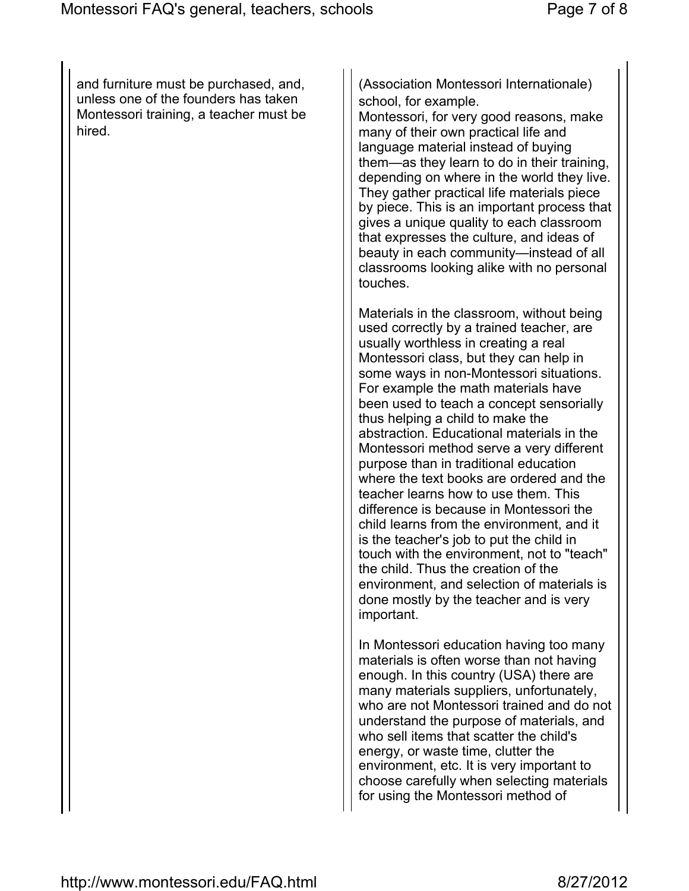and furniture must be purchased, and, unless one of the founders has taken Montessori training, a teacher must be hired.

(Association Montessori Internationale) school, for example.
Montessori, for very good reasons, make many of their own practical life and language material instead of buying them—as they learn to do in their training, depending on where in the world they live. They gather practical life materials piece by piece. This is an important process that gives a unique quality to each classroom that expresses the culture, and ideas of beauty in each community—instead of all classrooms looking alike with no personal touches.

Materials in the classroom, without being used correctly by a trained teacher, are usually worthless in creating a real Montessori class, but they can help in some ways in non-Montessori situations. For example the math materials have been used to teach a concept sensorially thus helping a child to make the abstraction. Educational materials in the Montessori method serve a very different purpose than in traditional education where the text books are ordered and the teacher learns how to use them. This difference is because in Montessori the child learns from the environment, and it is the teacher's job to put the child in touch with the environment, not to "teach" the child. Thus the creation of the environment, and selection of materials is done mostly by the teacher and is very important.

In Montessori education having too many materials is often worse than not having enough. In this country (USA) there are many materials suppliers, unfortunately, who are not Montessori trained and do not understand the purpose of materials, and who sell items that scatter the child's energy, or waste time, clutter the environment, etc. It is very important to choose carefully when selecting materials for using the Montessori method of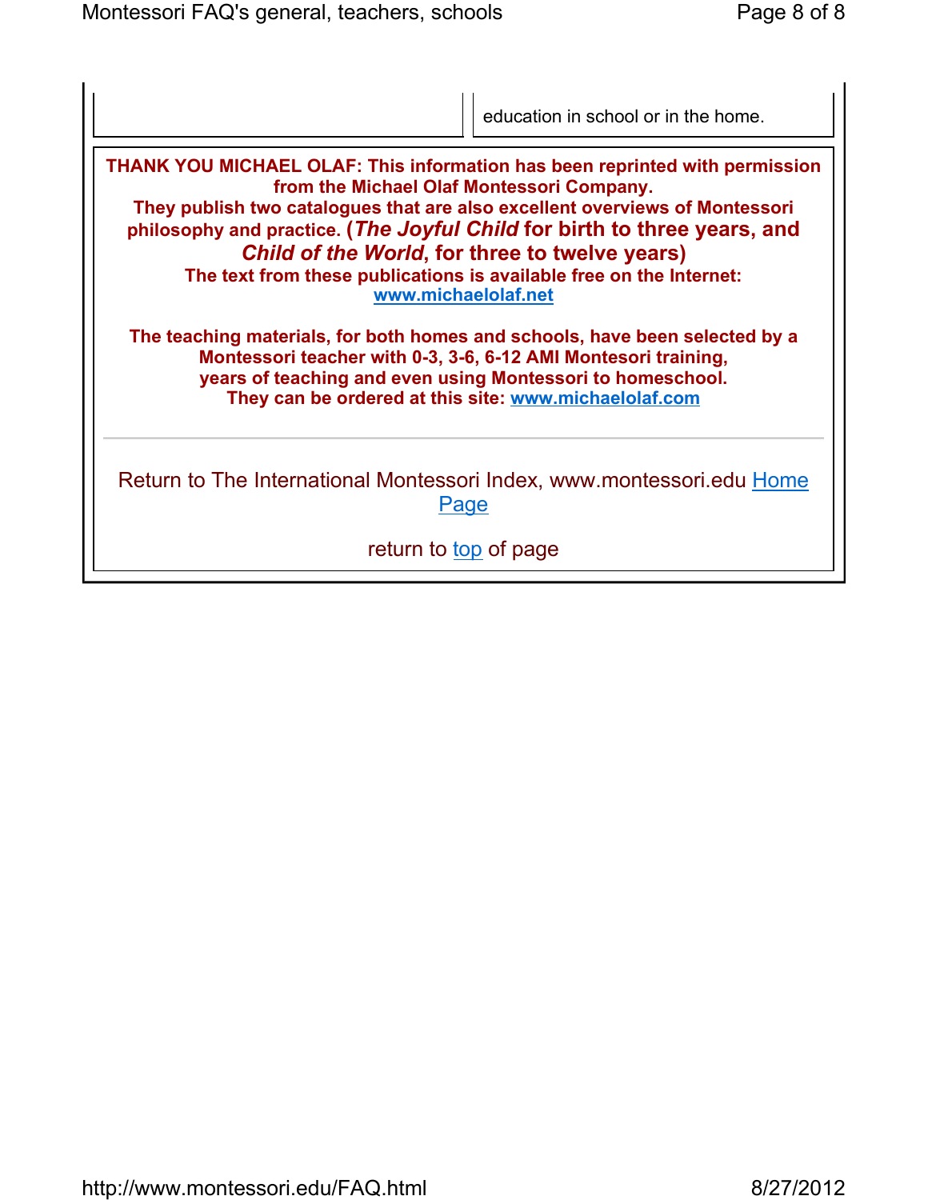education in school or in the home.

**THANK YOU MICHAEL OLAF: This information has been reprinted with permission from the Michael Olaf Montessori Company.**
**They publish two catalogues that are also excellent overviews of Montessori philosophy and practice. (*The Joyful Child* for birth to three years, and *Child of the World*, for three to twelve years)**
**The text from these publications is available free on the Internet: [www.michaelolaf.net](http://www.michaelolaf.net)**

**The teaching materials, for both homes and schools, have been selected by a Montessori teacher with 0-3, 3-6, 6-12 AMI Montesori training, years of teaching and even using Montessori to homeschool.**
**They can be ordered at this site: [www.michaelolaf.com](http://www.michaelolaf.com)**

---

Return to The International Montessori Index, www.montessori.edu Home Page

return to top of page